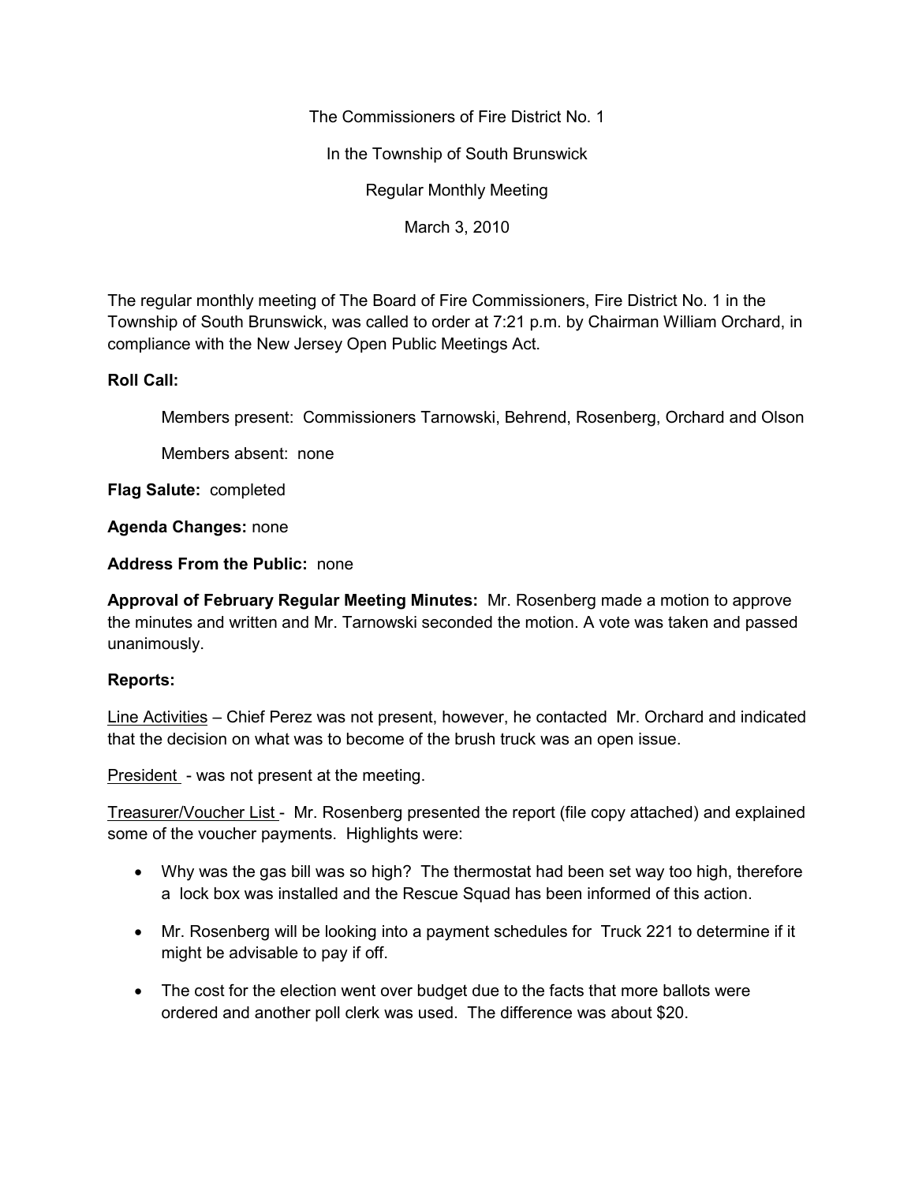The Commissioners of Fire District No. 1

In the Township of South Brunswick

Regular Monthly Meeting

March 3, 2010

The regular monthly meeting of The Board of Fire Commissioners, Fire District No. 1 in the Township of South Brunswick, was called to order at 7:21 p.m. by Chairman William Orchard, in compliance with the New Jersey Open Public Meetings Act.

**Roll Call:**

Members present: Commissioners Tarnowski, Behrend, Rosenberg, Orchard and Olson

Members absent: none

**Flag Salute:** completed

**Agenda Changes:** none

**Address From the Public:** none

**Approval of February Regular Meeting Minutes:** Mr. Rosenberg made a motion to approve the minutes and written and Mr. Tarnowski seconded the motion. A vote was taken and passed unanimously.

**Reports:**

Line Activities – Chief Perez was not present, however, he contacted Mr. Orchard and indicated that the decision on what was to become of the brush truck was an open issue.

President - was not present at the meeting.

Treasurer/Voucher List - Mr. Rosenberg presented the report (file copy attached) and explained some of the voucher payments. Highlights were:

- Why was the gas bill was so high? The thermostat had been set way too high, therefore a lock box was installed and the Rescue Squad has been informed of this action.
- Mr. Rosenberg will be looking into a payment schedules for Truck 221 to determine if it might be advisable to pay if off.
- The cost for the election went over budget due to the facts that more ballots were ordered and another poll clerk was used. The difference was about $20.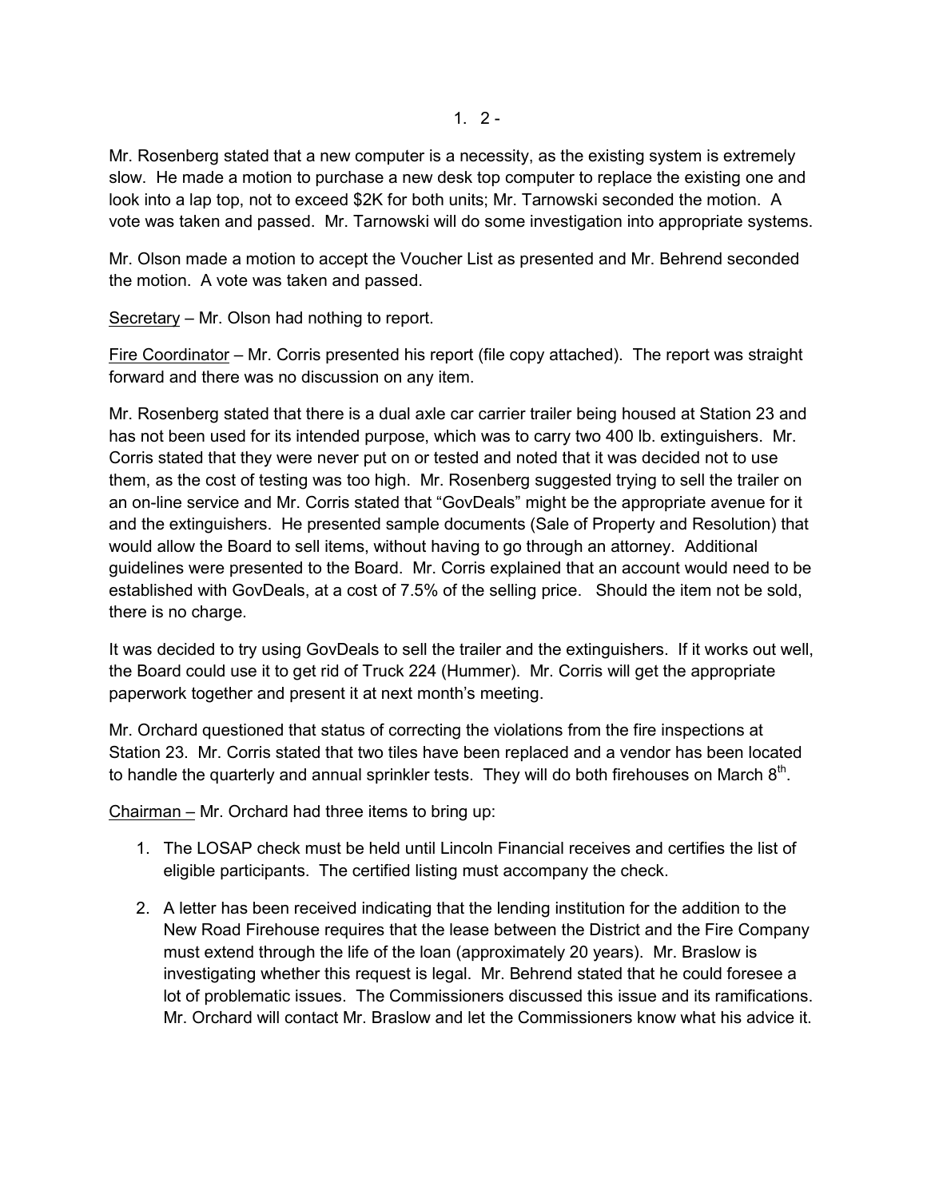Mr. Rosenberg stated that a new computer is a necessity, as the existing system is extremely slow. He made a motion to purchase a new desk top computer to replace the existing one and look into a lap top, not to exceed $2K for both units; Mr. Tarnowski seconded the motion. A vote was taken and passed. Mr. Tarnowski will do some investigation into appropriate systems.

Mr. Olson made a motion to accept the Voucher List as presented and Mr. Behrend seconded the motion. A vote was taken and passed.

Secretary – Mr. Olson had nothing to report.

Fire Coordinator – Mr. Corris presented his report (file copy attached). The report was straight forward and there was no discussion on any item.

Mr. Rosenberg stated that there is a dual axle car carrier trailer being housed at Station 23 and has not been used for its intended purpose, which was to carry two 400 lb. extinguishers. Mr. Corris stated that they were never put on or tested and noted that it was decided not to use them, as the cost of testing was too high. Mr. Rosenberg suggested trying to sell the trailer on an on-line service and Mr. Corris stated that "GovDeals" might be the appropriate avenue for it and the extinguishers. He presented sample documents (Sale of Property and Resolution) that would allow the Board to sell items, without having to go through an attorney. Additional guidelines were presented to the Board. Mr. Corris explained that an account would need to be established with GovDeals, at a cost of 7.5% of the selling price. Should the item not be sold, there is no charge.

It was decided to try using GovDeals to sell the trailer and the extinguishers. If it works out well, the Board could use it to get rid of Truck 224 (Hummer). Mr. Corris will get the appropriate paperwork together and present it at next month's meeting.

Mr. Orchard questioned that status of correcting the violations from the fire inspections at Station 23. Mr. Corris stated that two tiles have been replaced and a vendor has been located to handle the quarterly and annual sprinkler tests. They will do both firehouses on March 8th.

Chairman – Mr. Orchard had three items to bring up:

1. The LOSAP check must be held until Lincoln Financial receives and certifies the list of eligible participants. The certified listing must accompany the check.
2. A letter has been received indicating that the lending institution for the addition to the New Road Firehouse requires that the lease between the District and the Fire Company must extend through the life of the loan (approximately 20 years). Mr. Braslow is investigating whether this request is legal. Mr. Behrend stated that he could foresee a lot of problematic issues. The Commissioners discussed this issue and its ramifications. Mr. Orchard will contact Mr. Braslow and let the Commissioners know what his advice it.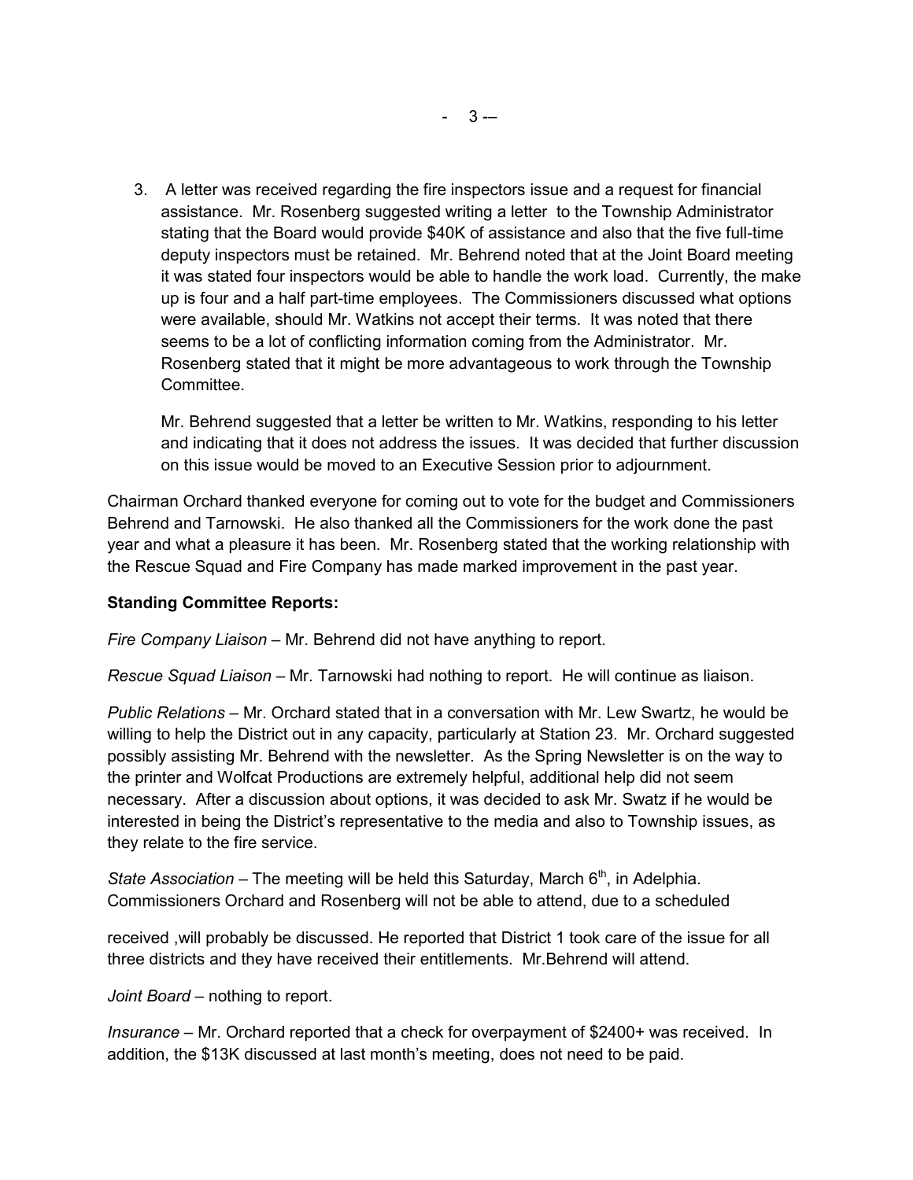3. A letter was received regarding the fire inspectors issue and a request for financial assistance. Mr. Rosenberg suggested writing a letter to the Township Administrator stating that the Board would provide $40K of assistance and also that the five full-time deputy inspectors must be retained. Mr. Behrend noted that at the Joint Board meeting it was stated four inspectors would be able to handle the work load. Currently, the make up is four and a half part-time employees. The Commissioners discussed what options were available, should Mr. Watkins not accept their terms. It was noted that there seems to be a lot of conflicting information coming from the Administrator. Mr. Rosenberg stated that it might be more advantageous to work through the Township Committee.

   Mr. Behrend suggested that a letter be written to Mr. Watkins, responding to his letter and indicating that it does not address the issues. It was decided that further discussion on this issue would be moved to an Executive Session prior to adjournment.

Chairman Orchard thanked everyone for coming out to vote for the budget and Commissioners Behrend and Tarnowski. He also thanked all the Commissioners for the work done the past year and what a pleasure it has been. Mr. Rosenberg stated that the working relationship with the Rescue Squad and Fire Company has made marked improvement in the past year.

**Standing Committee Reports:**

*Fire Company Liaison* – Mr. Behrend did not have anything to report.

*Rescue Squad Liaison* – Mr. Tarnowski had nothing to report. He will continue as liaison.

*Public Relations* – Mr. Orchard stated that in a conversation with Mr. Lew Swartz, he would be willing to help the District out in any capacity, particularly at Station 23. Mr. Orchard suggested possibly assisting Mr. Behrend with the newsletter. As the Spring Newsletter is on the way to the printer and Wolfcat Productions are extremely helpful, additional help did not seem necessary. After a discussion about options, it was decided to ask Mr. Swatz if he would be interested in being the District's representative to the media and also to Township issues, as they relate to the fire service.

*State Association* – The meeting will be held this Saturday, March 6th, in Adelphia. Commissioners Orchard and Rosenberg will not be able to attend, due to a scheduled

received ,will probably be discussed. He reported that District 1 took care of the issue for all three districts and they have received their entitlements. Mr.Behrend will attend.

*Joint Board* – nothing to report.

*Insurance* – Mr. Orchard reported that a check for overpayment of $2400+ was received. In addition, the $13K discussed at last month's meeting, does not need to be paid.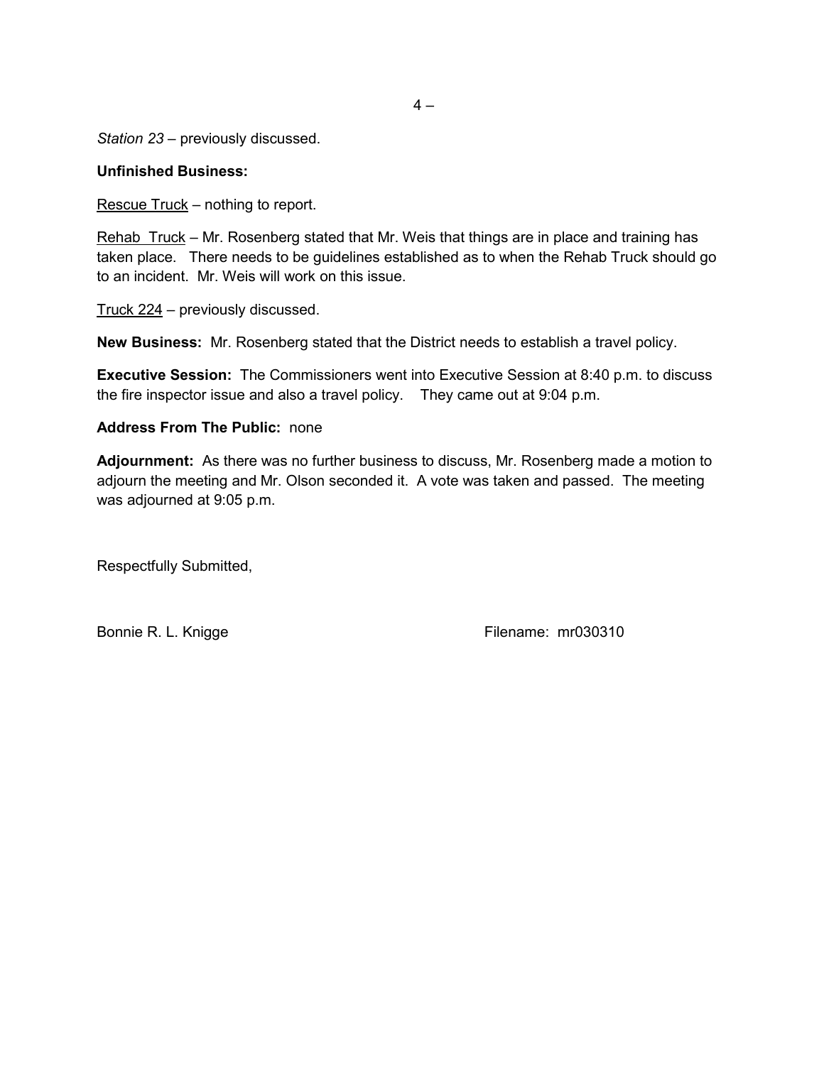*Station 23* – previously discussed.

**Unfinished Business:**

Rescue Truck – nothing to report.

Rehab Truck – Mr. Rosenberg stated that Mr. Weis that things are in place and training has taken place. There needs to be guidelines established as to when the Rehab Truck should go to an incident. Mr. Weis will work on this issue.

Truck 224 – previously discussed.

**New Business:** Mr. Rosenberg stated that the District needs to establish a travel policy.

**Executive Session:** The Commissioners went into Executive Session at 8:40 p.m. to discuss the fire inspector issue and also a travel policy. They came out at 9:04 p.m.

**Address From The Public:** none

**Adjournment:** As there was no further business to discuss, Mr. Rosenberg made a motion to adjourn the meeting and Mr. Olson seconded it. A vote was taken and passed. The meeting was adjourned at 9:05 p.m.

Respectfully Submitted,

Bonnie R. L. Knigge

Filename: mr030310